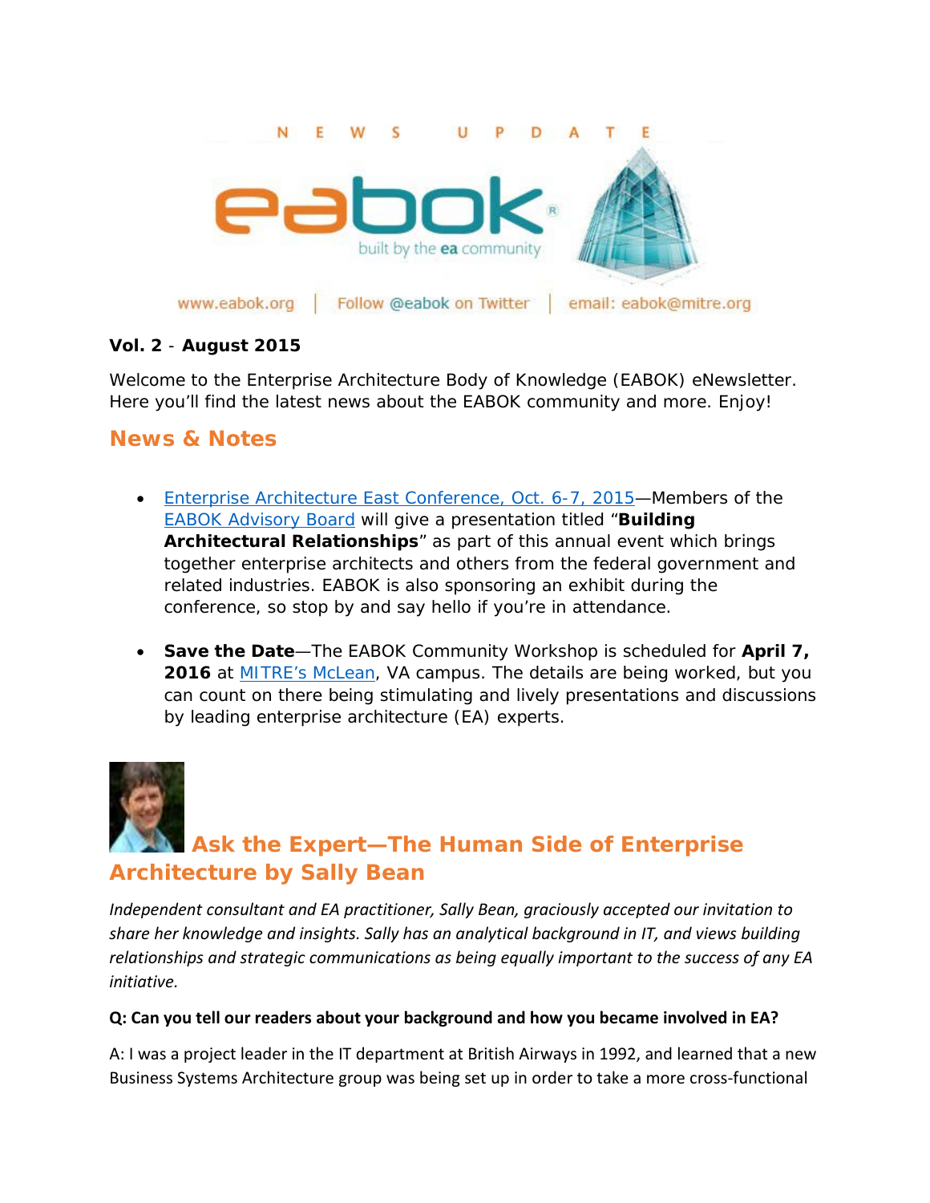N E W S U P D A T E

eabok®

built by the ea community

www.eabok.org | Follow @eabok on Twitter | email: eabok@mitre.org

**Vol. 2** - **August 2015**

Welcome to the Enterprise Architecture Body of Knowledge (EABOK) eNewsletter. Here you'll find the latest news about the EABOK community and more. Enjoy!

## News & Notes

- Enterprise Architecture East Conference, Oct. 6-7, 2015—Members of the EABOK Advisory Board will give a presentation titled "**Building Architectural Relationships**" as part of this annual event which brings together enterprise architects and others from the federal government and related industries. EABOK is also sponsoring an exhibit during the conference, so stop by and say hello if you're in attendance.

- **Save the Date**—The EABOK Community Workshop is scheduled for **April 7, 2016** at MITRE's McLean, VA campus. The details are being worked, but you can count on there being stimulating and lively presentations and discussions by leading enterprise architecture (EA) experts.

## Ask the Expert—The Human Side of Enterprise Architecture by Sally Bean

*Independent consultant and EA practitioner, Sally Bean, graciously accepted our invitation to share her knowledge and insights. Sally has an analytical background in IT, and views building relationships and strategic communications as being equally important to the success of any EA initiative.*

**Q: Can you tell our readers about your background and how you became involved in EA?**

A: I was a project leader in the IT department at British Airways in 1992, and learned that a new Business Systems Architecture group was being set up in order to take a more cross-functional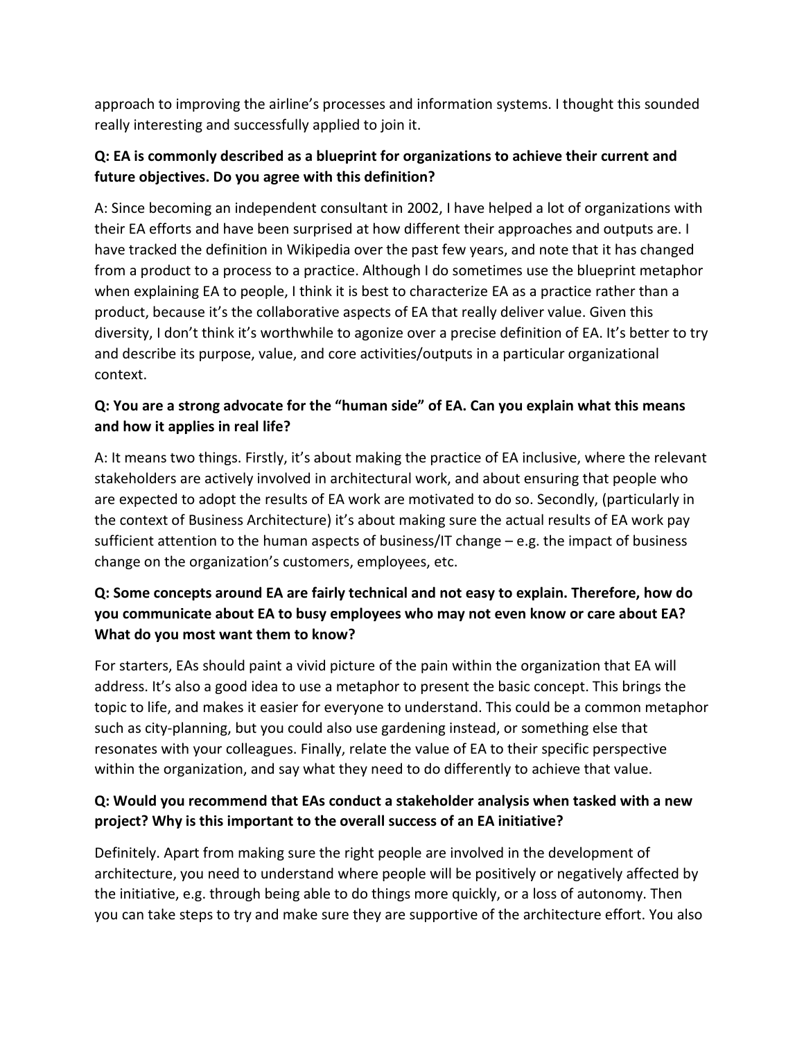approach to improving the airline's processes and information systems. I thought this sounded really interesting and successfully applied to join it.

**Q: EA is commonly described as a blueprint for organizations to achieve their current and future objectives. Do you agree with this definition?**

A: Since becoming an independent consultant in 2002, I have helped a lot of organizations with their EA efforts and have been surprised at how different their approaches and outputs are. I have tracked the definition in Wikipedia over the past few years, and note that it has changed from a product to a process to a practice. Although I do sometimes use the blueprint metaphor when explaining EA to people, I think it is best to characterize EA as a practice rather than a product, because it's the collaborative aspects of EA that really deliver value. Given this diversity, I don't think it's worthwhile to agonize over a precise definition of EA. It's better to try and describe its purpose, value, and core activities/outputs in a particular organizational context.

**Q: You are a strong advocate for the "human side" of EA. Can you explain what this means and how it applies in real life?**

A: It means two things. Firstly, it's about making the practice of EA inclusive, where the relevant stakeholders are actively involved in architectural work, and about ensuring that people who are expected to adopt the results of EA work are motivated to do so. Secondly, (particularly in the context of Business Architecture) it's about making sure the actual results of EA work pay sufficient attention to the human aspects of business/IT change – e.g. the impact of business change on the organization's customers, employees, etc.

**Q: Some concepts around EA are fairly technical and not easy to explain. Therefore, how do you communicate about EA to busy employees who may not even know or care about EA? What do you most want them to know?**

For starters, EAs should paint a vivid picture of the pain within the organization that EA will address. It's also a good idea to use a metaphor to present the basic concept. This brings the topic to life, and makes it easier for everyone to understand. This could be a common metaphor such as city-planning, but you could also use gardening instead, or something else that resonates with your colleagues. Finally, relate the value of EA to their specific perspective within the organization, and say what they need to do differently to achieve that value.

**Q: Would you recommend that EAs conduct a stakeholder analysis when tasked with a new project? Why is this important to the overall success of an EA initiative?**

Definitely. Apart from making sure the right people are involved in the development of architecture, you need to understand where people will be positively or negatively affected by the initiative, e.g. through being able to do things more quickly, or a loss of autonomy. Then you can take steps to try and make sure they are supportive of the architecture effort. You also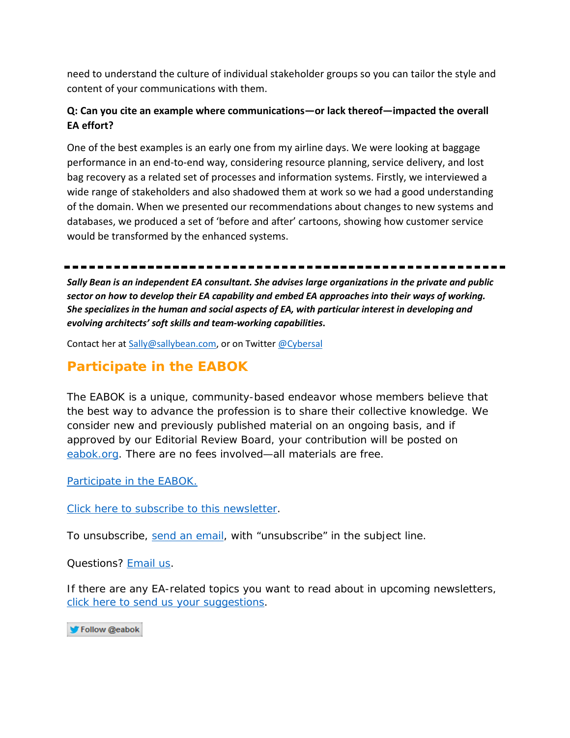need to understand the culture of individual stakeholder groups so you can tailor the style and content of your communications with them.

**Q: Can you cite an example where communications—or lack thereof—impacted the overall EA effort?**

One of the best examples is an early one from my airline days. We were looking at baggage performance in an end-to-end way, considering resource planning, service delivery, and lost bag recovery as a related set of processes and information systems. Firstly, we interviewed a wide range of stakeholders and also shadowed them at work so we had a good understanding of the domain. When we presented our recommendations about changes to new systems and databases, we produced a set of 'before and after' cartoons, showing how customer service would be transformed by the enhanced systems.

---

***Sally Bean is an independent EA consultant. She advises large organizations in the private and public sector on how to develop their EA capability and embed EA approaches into their ways of working. She specializes in the human and social aspects of EA, with particular interest in developing and evolving architects' soft skills and team-working capabilities.***

Contact her at Sally@sallybean.com, or on Twitter @Cybersal

## Participate in the EABOK

The EABOK is a unique, community-based endeavor whose members believe that the best way to advance the profession is to share their collective knowledge. We consider new and previously published material on an ongoing basis, and if approved by our Editorial Review Board, your contribution will be posted on eabok.org. There are no fees involved—all materials are free.

Participate in the EABOK.

Click here to subscribe to this newsletter.

To unsubscribe, send an email, with "unsubscribe" in the subject line.

Questions? Email us.

If there are any EA-related topics you want to read about in upcoming newsletters, click here to send us your suggestions.

Follow @eabok